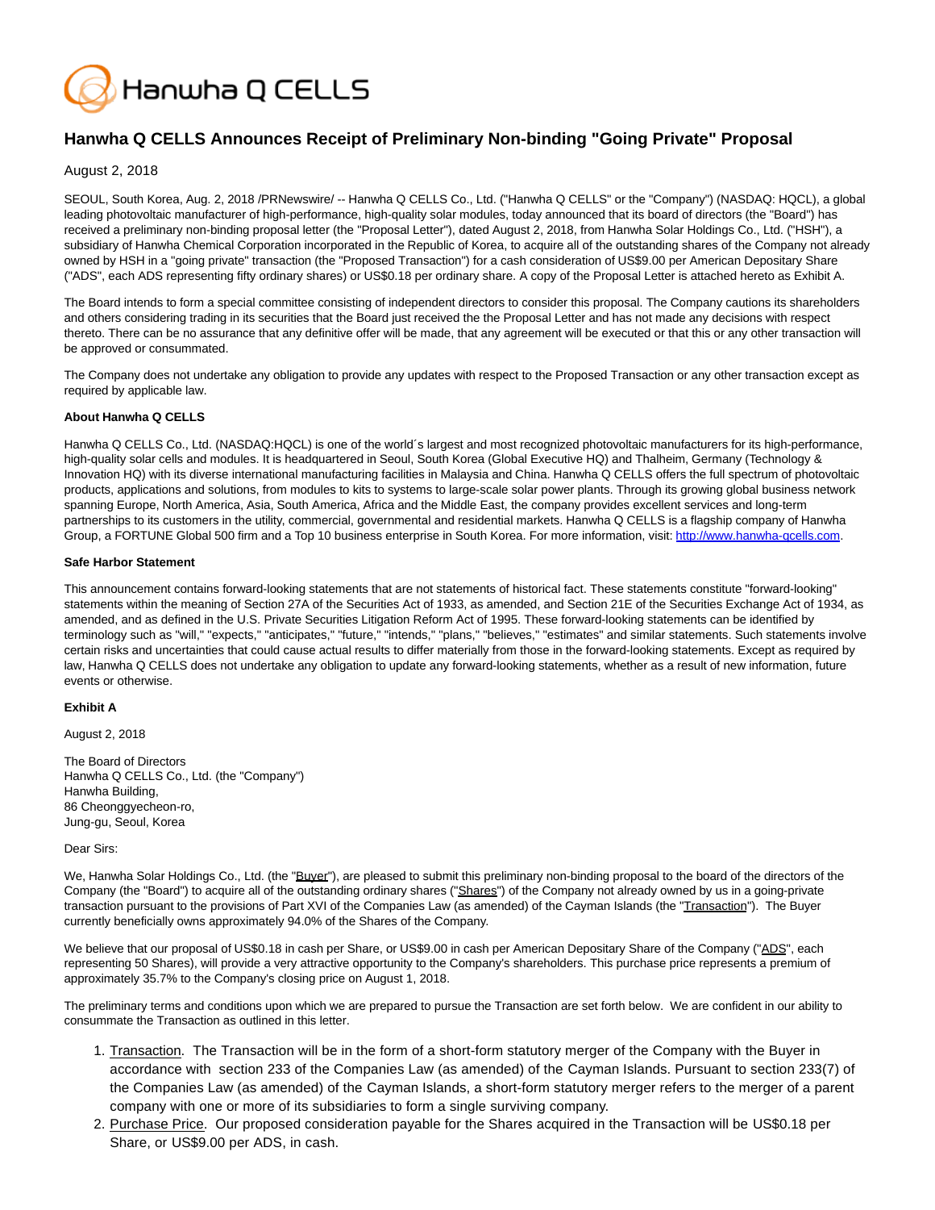# Hanwha Q CELLS Announces Receipt of Preliminary Non-binding "Going Private" Proposal

August 2, 2018

SEOUL, South Korea, Aug. 2, 2018 /PRNewswire/ -- Hanwha Q CELLS Co., Ltd. ("Hanwha Q CELLS" or the "Company") (NASDAQ: HQCL), a global leading photovoltaic manufacturer of high-performance, high-quality solar modules, today announced that its board of directors (the "Board") has received a preliminary non-binding proposal letter (the "Proposal Letter"), dated August 2, 2018, from Hanwha Solar Holdings Co., Ltd. ("HSH"), a subsidiary of Hanwha Chemical Corporation incorporated in the Republic of Korea, to acquire all of the outstanding shares of the Company not already owned by HSH in a "going private" transaction (the "Proposed Transaction") for a cash consideration of US$9.00 per American Depositary Share ("ADS", each ADS representing fifty ordinary shares) or US$0.18 per ordinary share. A copy of the Proposal Letter is attached hereto as Exhibit A.

The Board intends to form a special committee consisting of independent directors to consider this proposal. The Company cautions its shareholders and others considering trading in its securities that the Board just received the the Proposal Letter and has not made any decisions with respect thereto. There can be no assurance that any definitive offer will be made, that any agreement will be executed or that this or any other transaction will be approved or consummated.

The Company does not undertake any obligation to provide any updates with respect to the Proposed Transaction or any other transaction except as required by applicable law.

**About Hanwha Q CELLS**

Hanwha Q CELLS Co., Ltd. (NASDAQ:HQCL) is one of the world´s largest and most recognized photovoltaic manufacturers for its high-performance, high-quality solar cells and modules. It is headquartered in Seoul, South Korea (Global Executive HQ) and Thalheim, Germany (Technology & Innovation HQ) with its diverse international manufacturing facilities in Malaysia and China. Hanwha Q CELLS offers the full spectrum of photovoltaic products, applications and solutions, from modules to kits to systems to large-scale solar power plants. Through its growing global business network spanning Europe, North America, Asia, South America, Africa and the Middle East, the company provides excellent services and long-term partnerships to its customers in the utility, commercial, governmental and residential markets. Hanwha Q CELLS is a flagship company of Hanwha Group, a FORTUNE Global 500 firm and a Top 10 business enterprise in South Korea. For more information, visit: http://www.hanwha-qcells.com.

**Safe Harbor Statement**

This announcement contains forward-looking statements that are not statements of historical fact. These statements constitute "forward-looking" statements within the meaning of Section 27A of the Securities Act of 1933, as amended, and Section 21E of the Securities Exchange Act of 1934, as amended, and as defined in the U.S. Private Securities Litigation Reform Act of 1995. These forward-looking statements can be identified by terminology such as "will," "expects," "anticipates," "future," "intends," "plans," "believes," "estimates" and similar statements. Such statements involve certain risks and uncertainties that could cause actual results to differ materially from those in the forward-looking statements. Except as required by law, Hanwha Q CELLS does not undertake any obligation to update any forward-looking statements, whether as a result of new information, future events or otherwise.

**Exhibit A**

August 2, 2018

The Board of Directors
Hanwha Q CELLS Co., Ltd. (the "Company")
Hanwha Building,
86 Cheonggyecheon-ro,
Jung-gu, Seoul, Korea

Dear Sirs:

We, Hanwha Solar Holdings Co., Ltd. (the "Buyer"), are pleased to submit this preliminary non-binding proposal to the board of the directors of the Company (the "Board") to acquire all of the outstanding ordinary shares ("Shares") of the Company not already owned by us in a going-private transaction pursuant to the provisions of Part XVI of the Companies Law (as amended) of the Cayman Islands (the "Transaction"). The Buyer currently beneficially owns approximately 94.0% of the Shares of the Company.

We believe that our proposal of US$0.18 in cash per Share, or US$9.00 in cash per American Depositary Share of the Company ("ADS", each representing 50 Shares), will provide a very attractive opportunity to the Company's shareholders. This purchase price represents a premium of approximately 35.7% to the Company's closing price on August 1, 2018.

The preliminary terms and conditions upon which we are prepared to pursue the Transaction are set forth below. We are confident in our ability to consummate the Transaction as outlined in this letter.

1. Transaction. The Transaction will be in the form of a short-form statutory merger of the Company with the Buyer in accordance with section 233 of the Companies Law (as amended) of the Cayman Islands. Pursuant to section 233(7) of the Companies Law (as amended) of the Cayman Islands, a short-form statutory merger refers to the merger of a parent company with one or more of its subsidiaries to form a single surviving company.
2. Purchase Price. Our proposed consideration payable for the Shares acquired in the Transaction will be US$0.18 per Share, or US$9.00 per ADS, in cash.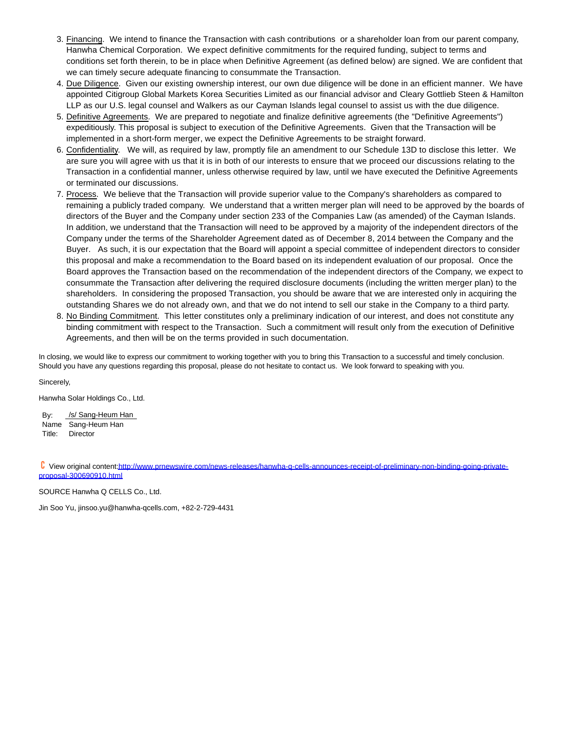3. Financing. We intend to finance the Transaction with cash contributions or a shareholder loan from our parent company, Hanwha Chemical Corporation. We expect definitive commitments for the required funding, subject to terms and conditions set forth therein, to be in place when Definitive Agreement (as defined below) are signed. We are confident that we can timely secure adequate financing to consummate the Transaction.
4. Due Diligence. Given our existing ownership interest, our own due diligence will be done in an efficient manner. We have appointed Citigroup Global Markets Korea Securities Limited as our financial advisor and Cleary Gottlieb Steen & Hamilton LLP as our U.S. legal counsel and Walkers as our Cayman Islands legal counsel to assist us with the due diligence.
5. Definitive Agreements. We are prepared to negotiate and finalize definitive agreements (the "Definitive Agreements") expeditiously. This proposal is subject to execution of the Definitive Agreements. Given that the Transaction will be implemented in a short-form merger, we expect the Definitive Agreements to be straight forward.
6. Confidentiality. We will, as required by law, promptly file an amendment to our Schedule 13D to disclose this letter. We are sure you will agree with us that it is in both of our interests to ensure that we proceed our discussions relating to the Transaction in a confidential manner, unless otherwise required by law, until we have executed the Definitive Agreements or terminated our discussions.
7. Process. We believe that the Transaction will provide superior value to the Company's shareholders as compared to remaining a publicly traded company. We understand that a written merger plan will need to be approved by the boards of directors of the Buyer and the Company under section 233 of the Companies Law (as amended) of the Cayman Islands. In addition, we understand that the Transaction will need to be approved by a majority of the independent directors of the Company under the terms of the Shareholder Agreement dated as of December 8, 2014 between the Company and the Buyer. As such, it is our expectation that the Board will appoint a special committee of independent directors to consider this proposal and make a recommendation to the Board based on its independent evaluation of our proposal. Once the Board approves the Transaction based on the recommendation of the independent directors of the Company, we expect to consummate the Transaction after delivering the required disclosure documents (including the written merger plan) to the shareholders. In considering the proposed Transaction, you should be aware that we are interested only in acquiring the outstanding Shares we do not already own, and that we do not intend to sell our stake in the Company to a third party.
8. No Binding Commitment. This letter constitutes only a preliminary indication of our interest, and does not constitute any binding commitment with respect to the Transaction. Such a commitment will result only from the execution of Definitive Agreements, and then will be on the terms provided in such documentation.

In closing, we would like to express our commitment to working together with you to bring this Transaction to a successful and timely conclusion. Should you have any questions regarding this proposal, please do not hesitate to contact us. We look forward to speaking with you.

Sincerely,

Hanwha Solar Holdings Co., Ltd.

By: /s/ Sang-Heum Han
Name Sang-Heum Han
Title: Director

View original content:http://www.prnewswire.com/news-releases/hanwha-q-cells-announces-receipt-of-preliminary-non-binding-going-private-proposal-300690910.html

SOURCE Hanwha Q CELLS Co., Ltd.

Jin Soo Yu, jinsoo.yu@hanwha-qcells.com, +82-2-729-4431